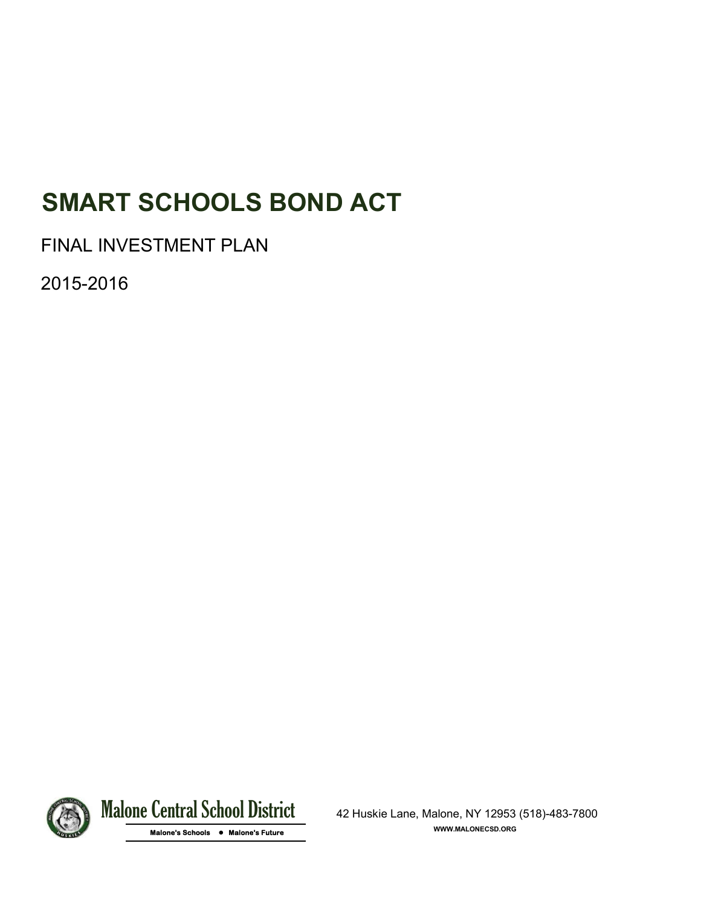# SMART SCHOOLS BOND ACT

FINAL INVESTMENT PLAN

2015-2016

Malone Central School District

Malone's Schools • Malone's Future

42 Huskie Lane, Malone, NY 12953 (518)-483-7800

WWW.MALONECSD.ORG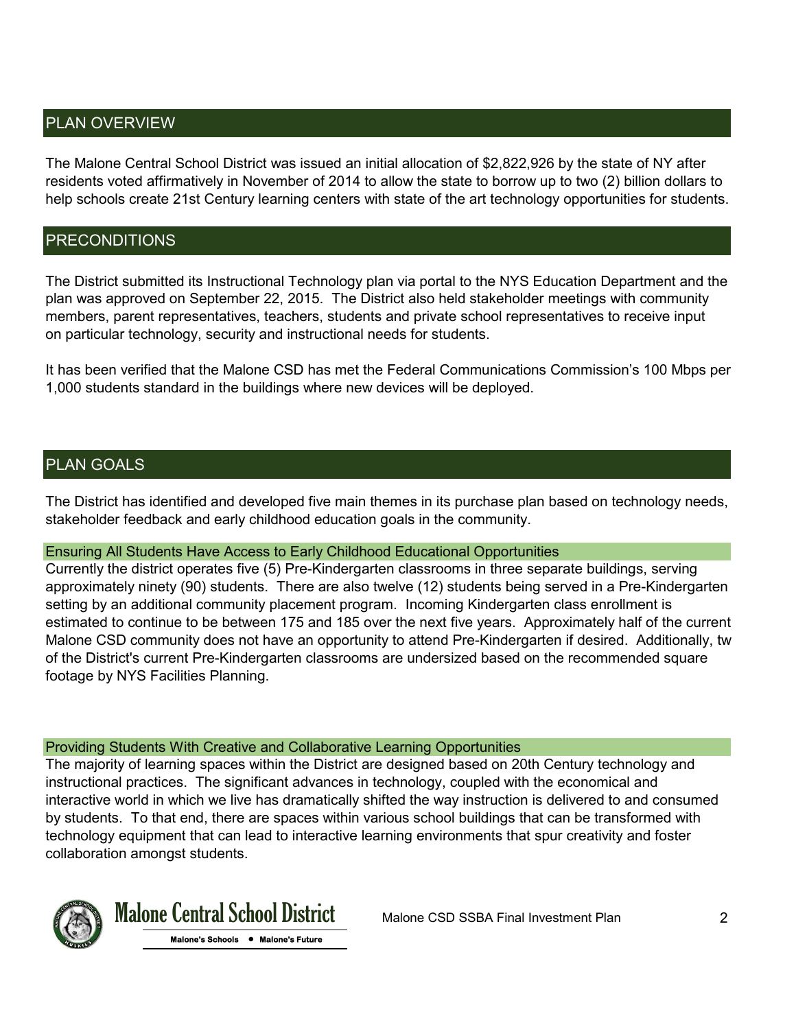## PLAN OVERVIEW

The Malone Central School District was issued an initial allocation of $2,822,926 by the state of NY after residents voted affirmatively in November of 2014 to allow the state to borrow up to two (2) billion dollars to help schools create 21st Century learning centers with state of the art technology opportunities for students.

## PRECONDITIONS

The District submitted its Instructional Technology plan via portal to the NYS Education Department and the plan was approved on September 22, 2015. The District also held stakeholder meetings with community members, parent representatives, teachers, students and private school representatives to receive input on particular technology, security and instructional needs for students.

It has been verified that the Malone CSD has met the Federal Communications Commission's 100 Mbps per 1,000 students standard in the buildings where new devices will be deployed.

## PLAN GOALS

The District has identified and developed five main themes in its purchase plan based on technology needs, stakeholder feedback and early childhood education goals in the community.

### Ensuring All Students Have Access to Early Childhood Educational Opportunities

Currently the district operates five (5) Pre-Kindergarten classrooms in three separate buildings, serving approximately ninety (90) students. There are also twelve (12) students being served in a Pre-Kindergarten setting by an additional community placement program. Incoming Kindergarten class enrollment is estimated to continue to be between 175 and 185 over the next five years. Approximately half of the current Malone CSD community does not have an opportunity to attend Pre-Kindergarten if desired. Additionally, tw of the District's current Pre-Kindergarten classrooms are undersized based on the recommended square footage by NYS Facilities Planning.

### Providing Students With Creative and Collaborative Learning Opportunities

The majority of learning spaces within the District are designed based on 20th Century technology and instructional practices. The significant advances in technology, coupled with the economical and interactive world in which we live has dramatically shifted the way instruction is delivered to and consumed by students. To that end, there are spaces within various school buildings that can be transformed with technology equipment that can lead to interactive learning environments that spur creativity and foster collaboration amongst students.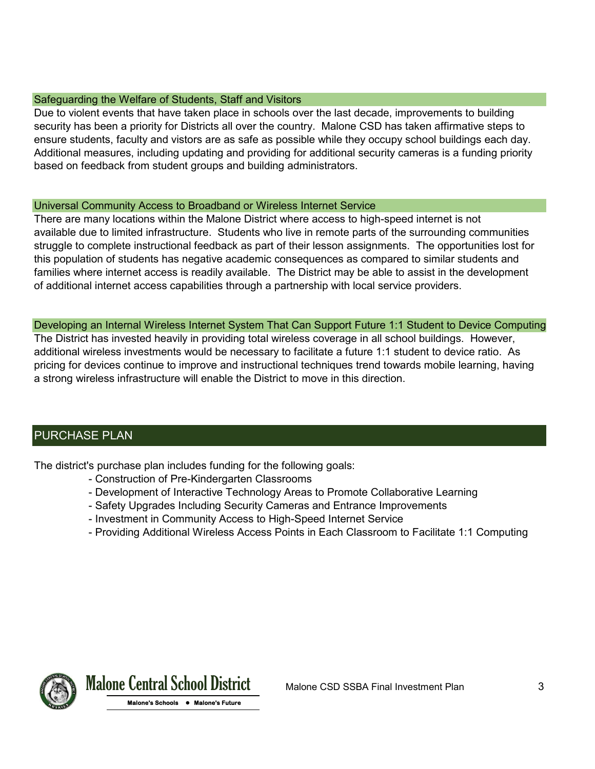### Safeguarding the Welfare of Students, Staff and Visitors

Due to violent events that have taken place in schools over the last decade, improvements to building security has been a priority for Districts all over the country. Malone CSD has taken affirmative steps to ensure students, faculty and vistors are as safe as possible while they occupy school buildings each day. Additional measures, including updating and providing for additional security cameras is a funding priority based on feedback from student groups and building administrators.

### Universal Community Access to Broadband or Wireless Internet Service

There are many locations within the Malone District where access to high-speed internet is not available due to limited infrastructure. Students who live in remote parts of the surrounding communities struggle to complete instructional feedback as part of their lesson assignments. The opportunities lost for this population of students has negative academic consequences as compared to similar students and families where internet access is readily available. The District may be able to assist in the development of additional internet access capabilities through a partnership with local service providers.

### Developing an Internal Wireless Internet System That Can Support Future 1:1 Student to Device Computing

The District has invested heavily in providing total wireless coverage in all school buildings. However, additional wireless investments would be necessary to facilitate a future 1:1 student to device ratio. As pricing for devices continue to improve and instructional techniques trend towards mobile learning, having a strong wireless infrastructure will enable the District to move in this direction.

## PURCHASE PLAN

The district's purchase plan includes funding for the following goals:

- Construction of Pre-Kindergarten Classrooms
- Development of Interactive Technology Areas to Promote Collaborative Learning
- Safety Upgrades Including Security Cameras and Entrance Improvements
- Investment in Community Access to High-Speed Internet Service
- Providing Additional Wireless Access Points in Each Classroom to Facilitate 1:1 Computing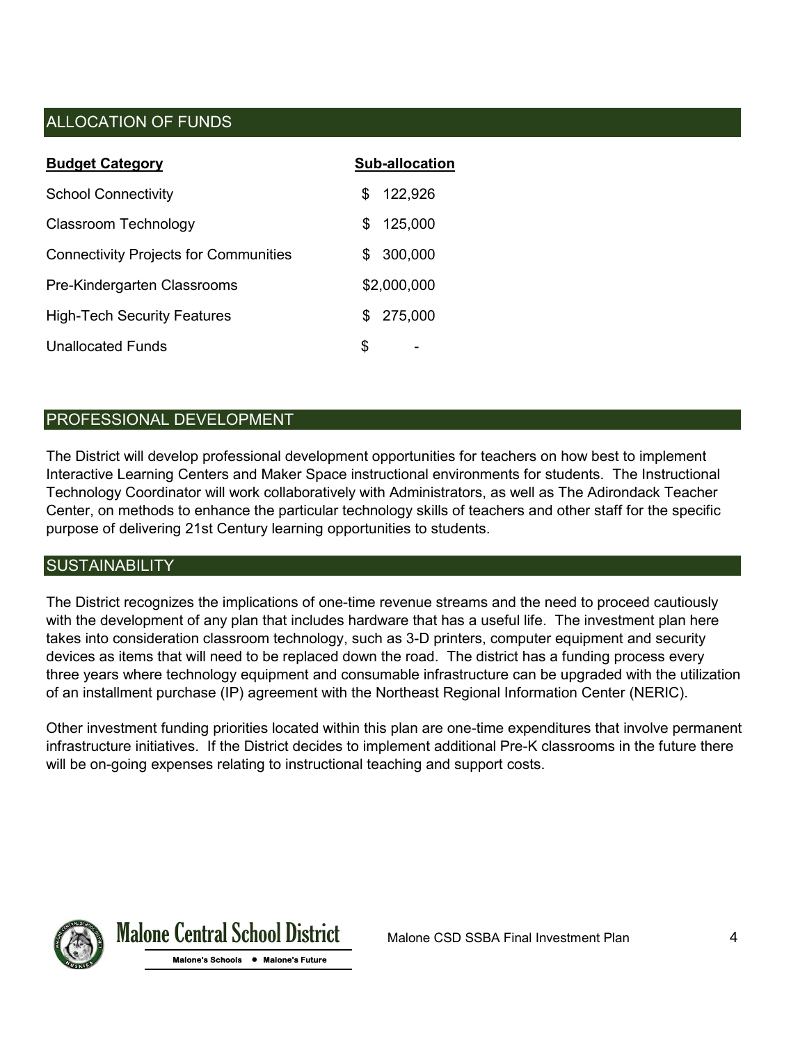## ALLOCATION OF FUNDS

| Budget Category | Sub-allocation |
|---|---|
| School Connectivity | $ 122,926 |
| Classroom Technology | $ 125,000 |
| Connectivity Projects for Communities | $ 300,000 |
| Pre-Kindergarten Classrooms | $2,000,000 |
| High-Tech Security Features | $ 275,000 |
| Unallocated Funds | $ - |

## PROFESSIONAL DEVELOPMENT

The District will develop professional development opportunities for teachers on how best to implement Interactive Learning Centers and Maker Space instructional environments for students. The Instructional Technology Coordinator will work collaboratively with Administrators, as well as The Adirondack Teacher Center, on methods to enhance the particular technology skills of teachers and other staff for the specific purpose of delivering 21st Century learning opportunities to students.

## SUSTAINABILITY

The District recognizes the implications of one-time revenue streams and the need to proceed cautiously with the development of any plan that includes hardware that has a useful life. The investment plan here takes into consideration classroom technology, such as 3-D printers, computer equipment and security devices as items that will need to be replaced down the road. The district has a funding process every three years where technology equipment and consumable infrastructure can be upgraded with the utilization of an installment purchase (IP) agreement with the Northeast Regional Information Center (NERIC).

Other investment funding priorities located within this plan are one-time expenditures that involve permanent infrastructure initiatives. If the District decides to implement additional Pre-K classrooms in the future there will be on-going expenses relating to instructional teaching and support costs.